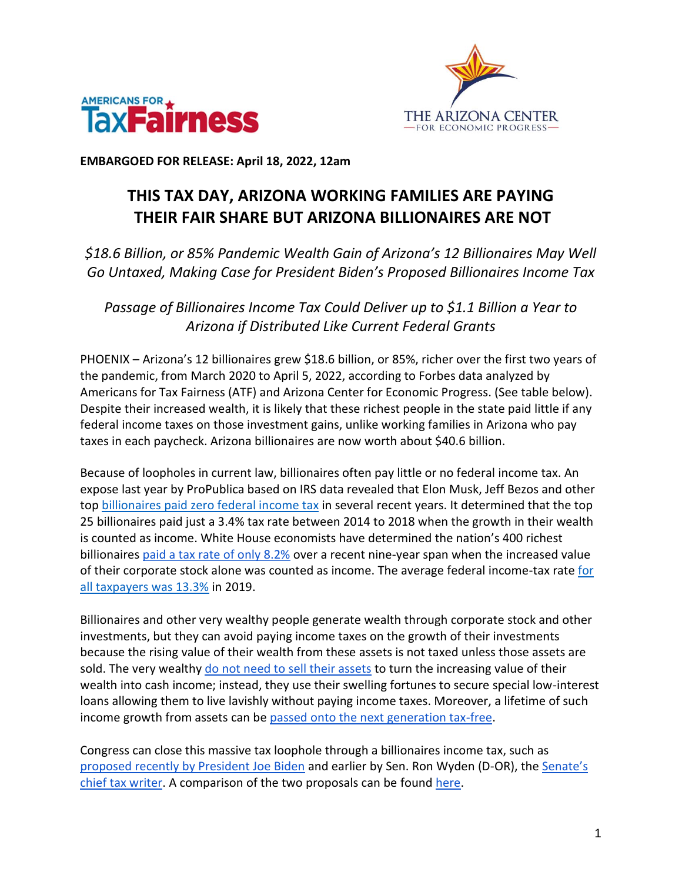AMERICANS FOR TaxFairness

THE ARIZONA CENTER FOR ECONOMIC PROGRESS

**EMBARGOED FOR RELEASE: April 18, 2022, 12am**

# THIS TAX DAY, ARIZONA WORKING FAMILIES ARE PAYING THEIR FAIR SHARE BUT ARIZONA BILLIONAIRES ARE NOT

*$18.6 Billion, or 85% Pandemic Wealth Gain of Arizona's 12 Billionaires May Well Go Untaxed, Making Case for President Biden's Proposed Billionaires Income Tax*

*Passage of Billionaires Income Tax Could Deliver up to $1.1 Billion a Year to Arizona if Distributed Like Current Federal Grants*

PHOENIX – Arizona's 12 billionaires grew $18.6 billion, or 85%, richer over the first two years of the pandemic, from March 2020 to April 5, 2022, according to Forbes data analyzed by Americans for Tax Fairness (ATF) and Arizona Center for Economic Progress. (See table below). Despite their increased wealth, it is likely that these richest people in the state paid little if any federal income taxes on those investment gains, unlike working families in Arizona who pay taxes in each paycheck. Arizona billionaires are now worth about $40.6 billion.

Because of loopholes in current law, billionaires often pay little or no federal income tax. An expose last year by ProPublica based on IRS data revealed that Elon Musk, Jeff Bezos and other top billionaires paid zero federal income tax in several recent years. It determined that the top 25 billionaires paid just a 3.4% tax rate between 2014 to 2018 when the growth in their wealth is counted as income. White House economists have determined the nation's 400 richest billionaires paid a tax rate of only 8.2% over a recent nine-year span when the increased value of their corporate stock alone was counted as income. The average federal income-tax rate for all taxpayers was 13.3% in 2019.

Billionaires and other very wealthy people generate wealth through corporate stock and other investments, but they can avoid paying income taxes on the growth of their investments because the rising value of their wealth from these assets is not taxed unless those assets are sold. The very wealthy do not need to sell their assets to turn the increasing value of their wealth into cash income; instead, they use their swelling fortunes to secure special low-interest loans allowing them to live lavishly without paying income taxes. Moreover, a lifetime of such income growth from assets can be passed onto the next generation tax-free.

Congress can close this massive tax loophole through a billionaires income tax, such as proposed recently by President Joe Biden and earlier by Sen. Ron Wyden (D-OR), the Senate's chief tax writer. A comparison of the two proposals can be found here.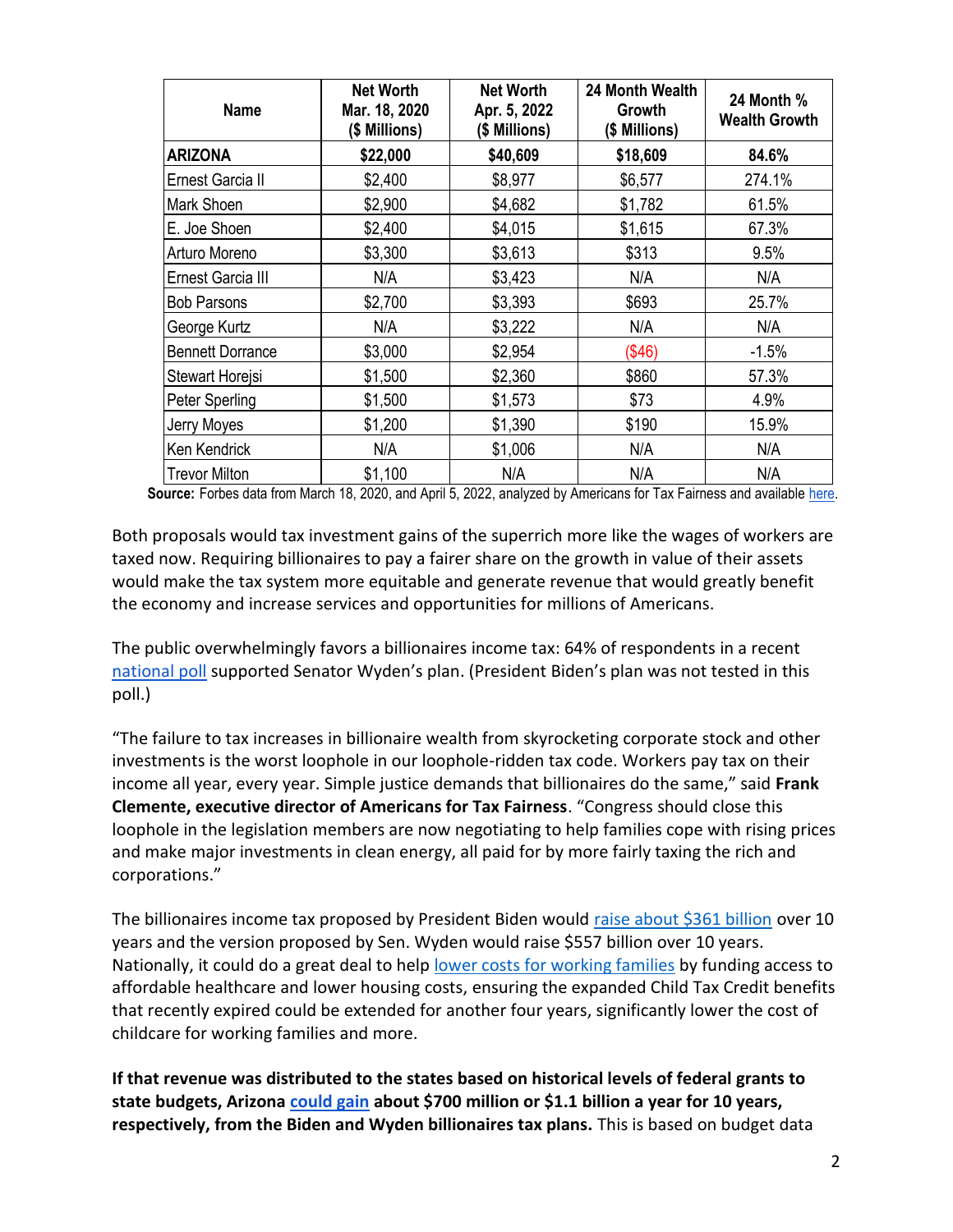| Name | Net Worth Mar. 18, 2020 ($ Millions) | Net Worth Apr. 5, 2022 ($ Millions) | 24 Month Wealth Growth ($ Millions) | 24 Month % Wealth Growth |
|---|---|---|---|---|
| **ARIZONA** | **$22,000** | **$40,609** | **$18,609** | **84.6%** |
| Ernest Garcia II | $2,400 | $8,977 | $6,577 | 274.1% |
| Mark Shoen | $2,900 | $4,682 | $1,782 | 61.5% |
| E. Joe Shoen | $2,400 | $4,015 | $1,615 | 67.3% |
| Arturo Moreno | $3,300 | $3,613 | $313 | 9.5% |
| Ernest Garcia III | N/A | $3,423 | N/A | N/A |
| Bob Parsons | $2,700 | $3,393 | $693 | 25.7% |
| George Kurtz | N/A | $3,222 | N/A | N/A |
| Bennett Dorrance | $3,000 | $2,954 | ($46) | -1.5% |
| Stewart Horejsi | $1,500 | $2,360 | $860 | 57.3% |
| Peter Sperling | $1,500 | $1,573 | $73 | 4.9% |
| Jerry Moyes | $1,200 | $1,390 | $190 | 15.9% |
| Ken Kendrick | N/A | $1,006 | N/A | N/A |
| Trevor Milton | $1,100 | N/A | N/A | N/A |

**Source:** Forbes data from March 18, 2020, and April 5, 2022, analyzed by Americans for Tax Fairness and available here.

Both proposals would tax investment gains of the superrich more like the wages of workers are taxed now. Requiring billionaires to pay a fairer share on the growth in value of their assets would make the tax system more equitable and generate revenue that would greatly benefit the economy and increase services and opportunities for millions of Americans.

The public overwhelmingly favors a billionaires income tax: 64% of respondents in a recent national poll supported Senator Wyden's plan. (President Biden's plan was not tested in this poll.)

"The failure to tax increases in billionaire wealth from skyrocketing corporate stock and other investments is the worst loophole in our loophole-ridden tax code. Workers pay tax on their income all year, every year. Simple justice demands that billionaires do the same," said **Frank Clemente, executive director of Americans for Tax Fairness**. "Congress should close this loophole in the legislation members are now negotiating to help families cope with rising prices and make major investments in clean energy, all paid for by more fairly taxing the rich and corporations."

The billionaires income tax proposed by President Biden would raise about $361 billion over 10 years and the version proposed by Sen. Wyden would raise $557 billion over 10 years. Nationally, it could do a great deal to help lower costs for working families by funding access to affordable healthcare and lower housing costs, ensuring the expanded Child Tax Credit benefits that recently expired could be extended for another four years, significantly lower the cost of childcare for working families and more.

**If that revenue was distributed to the states based on historical levels of federal grants to state budgets, Arizona could gain about $700 million or $1.1 billion a year for 10 years, respectively, from the Biden and Wyden billionaires tax plans.** This is based on budget data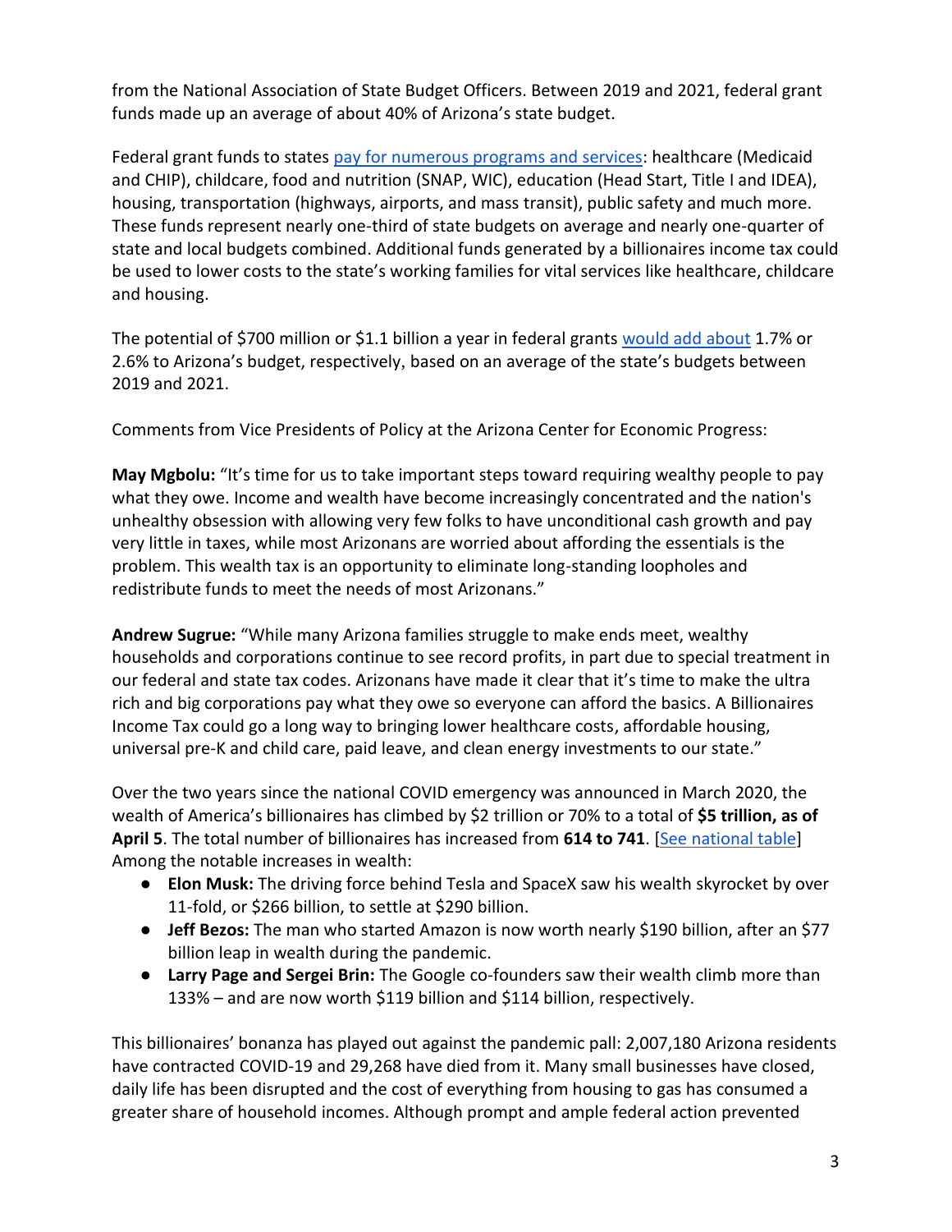from the National Association of State Budget Officers. Between 2019 and 2021, federal grant funds made up an average of about 40% of Arizona's state budget.

Federal grant funds to states pay for numerous programs and services: healthcare (Medicaid and CHIP), childcare, food and nutrition (SNAP, WIC), education (Head Start, Title I and IDEA), housing, transportation (highways, airports, and mass transit), public safety and much more. These funds represent nearly one-third of state budgets on average and nearly one-quarter of state and local budgets combined. Additional funds generated by a billionaires income tax could be used to lower costs to the state's working families for vital services like healthcare, childcare and housing.

The potential of $700 million or $1.1 billion a year in federal grants would add about 1.7% or 2.6% to Arizona's budget, respectively, based on an average of the state's budgets between 2019 and 2021.

Comments from Vice Presidents of Policy at the Arizona Center for Economic Progress:

**May Mgbolu:** "It's time for us to take important steps toward requiring wealthy people to pay what they owe. Income and wealth have become increasingly concentrated and the nation's unhealthy obsession with allowing very few folks to have unconditional cash growth and pay very little in taxes, while most Arizonans are worried about affording the essentials is the problem. This wealth tax is an opportunity to eliminate long-standing loopholes and redistribute funds to meet the needs of most Arizonans."

**Andrew Sugrue:** "While many Arizona families struggle to make ends meet, wealthy households and corporations continue to see record profits, in part due to special treatment in our federal and state tax codes. Arizonans have made it clear that it's time to make the ultra rich and big corporations pay what they owe so everyone can afford the basics. A Billionaires Income Tax could go a long way to bringing lower healthcare costs, affordable housing, universal pre-K and child care, paid leave, and clean energy investments to our state."

Over the two years since the national COVID emergency was announced in March 2020, the wealth of America's billionaires has climbed by $2 trillion or 70% to a total of **$5 trillion, as of April 5**. The total number of billionaires has increased from **614 to 741**. [See national table] Among the notable increases in wealth:

- **Elon Musk:** The driving force behind Tesla and SpaceX saw his wealth skyrocket by over 11-fold, or $266 billion, to settle at $290 billion.
- **Jeff Bezos:** The man who started Amazon is now worth nearly $190 billion, after an $77 billion leap in wealth during the pandemic.
- **Larry Page and Sergei Brin:** The Google co-founders saw their wealth climb more than 133% – and are now worth $119 billion and $114 billion, respectively.

This billionaires' bonanza has played out against the pandemic pall: 2,007,180 Arizona residents have contracted COVID-19 and 29,268 have died from it. Many small businesses have closed, daily life has been disrupted and the cost of everything from housing to gas has consumed a greater share of household incomes. Although prompt and ample federal action prevented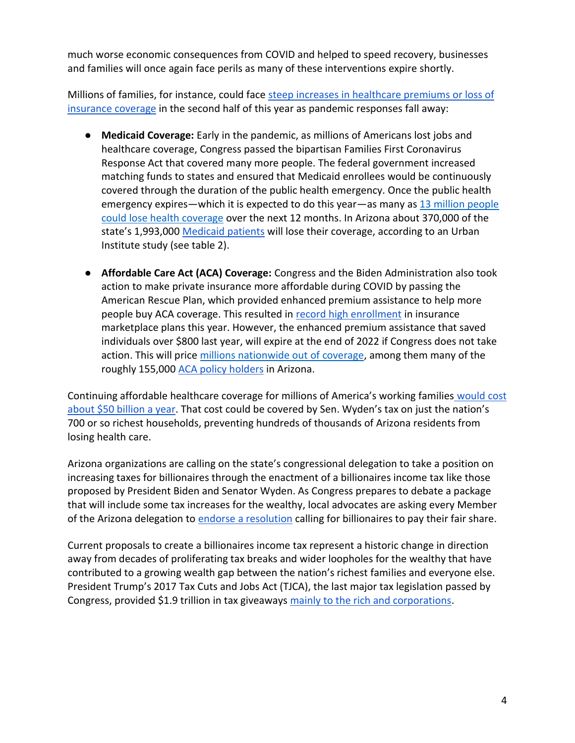much worse economic consequences from COVID and helped to speed recovery, businesses and families will once again face perils as many of these interventions expire shortly.

Millions of families, for instance, could face steep increases in healthcare premiums or loss of insurance coverage in the second half of this year as pandemic responses fall away:

- **Medicaid Coverage:** Early in the pandemic, as millions of Americans lost jobs and healthcare coverage, Congress passed the bipartisan Families First Coronavirus Response Act that covered many more people. The federal government increased matching funds to states and ensured that Medicaid enrollees would be continuously covered through the duration of the public health emergency. Once the public health emergency expires—which it is expected to do this year—as many as 13 million people could lose health coverage over the next 12 months. In Arizona about 370,000 of the state's 1,993,000 Medicaid patients will lose their coverage, according to an Urban Institute study (see table 2).

- **Affordable Care Act (ACA) Coverage:** Congress and the Biden Administration also took action to make private insurance more affordable during COVID by passing the American Rescue Plan, which provided enhanced premium assistance to help more people buy ACA coverage. This resulted in record high enrollment in insurance marketplace plans this year. However, the enhanced premium assistance that saved individuals over $800 last year, will expire at the end of 2022 if Congress does not take action. This will price millions nationwide out of coverage, among them many of the roughly 155,000 ACA policy holders in Arizona.

Continuing affordable healthcare coverage for millions of America's working families would cost about $50 billion a year. That cost could be covered by Sen. Wyden's tax on just the nation's 700 or so richest households, preventing hundreds of thousands of Arizona residents from losing health care.

Arizona organizations are calling on the state's congressional delegation to take a position on increasing taxes for billionaires through the enactment of a billionaires income tax like those proposed by President Biden and Senator Wyden. As Congress prepares to debate a package that will include some tax increases for the wealthy, local advocates are asking every Member of the Arizona delegation to endorse a resolution calling for billionaires to pay their fair share.

Current proposals to create a billionaires income tax represent a historic change in direction away from decades of proliferating tax breaks and wider loopholes for the wealthy that have contributed to a growing wealth gap between the nation's richest families and everyone else. President Trump's 2017 Tax Cuts and Jobs Act (TJCA), the last major tax legislation passed by Congress, provided $1.9 trillion in tax giveaways mainly to the rich and corporations.